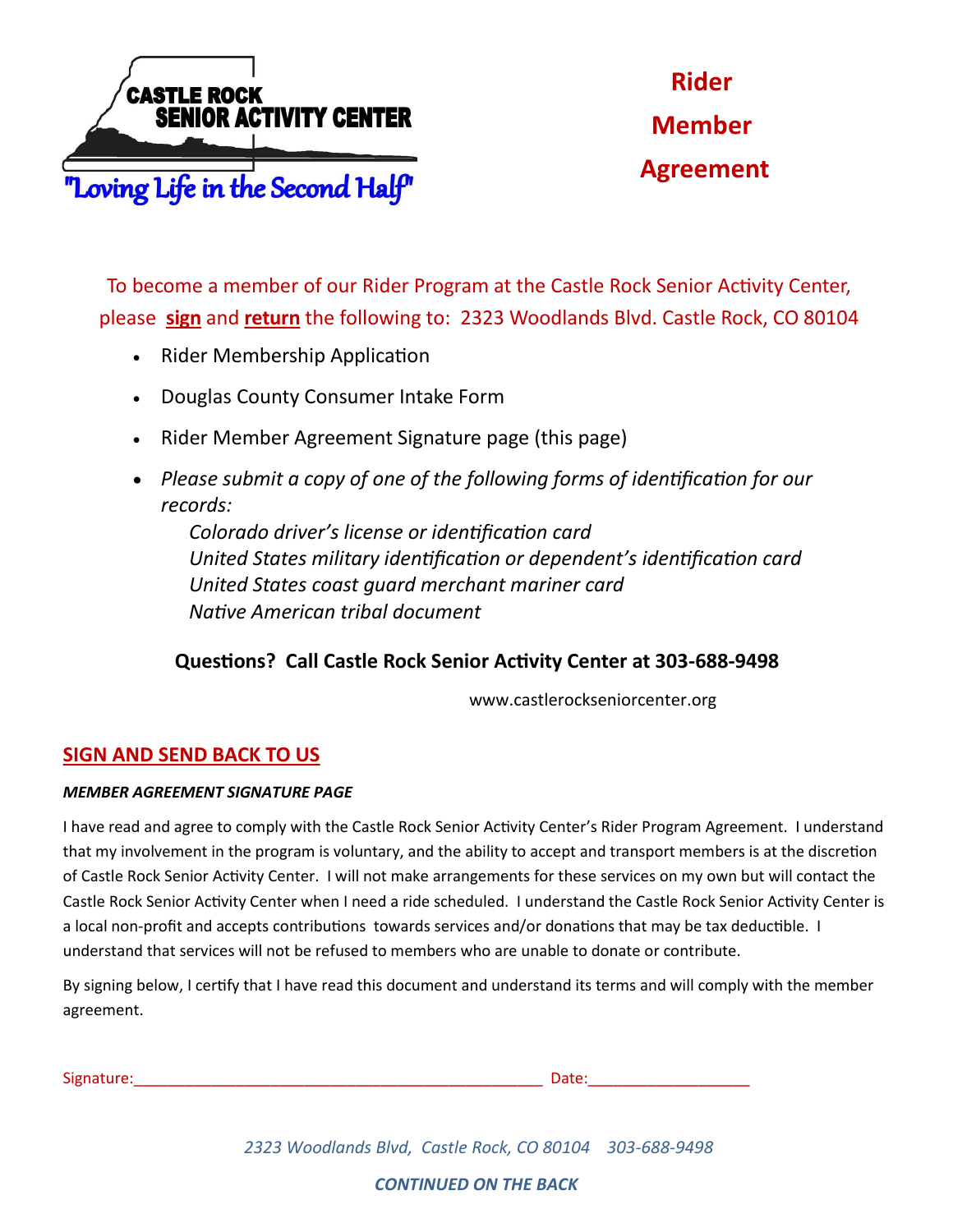CASTLE ROCK SENIOR ACTIVITY CENTER

"Loving Life in the Second Half"

# Rider Member Agreement

To become a member of our Rider Program at the Castle Rock Senior Activity Center, please **sign** and **return** the following to: 2323 Woodlands Blvd. Castle Rock, CO 80104

- Rider Membership Application
- Douglas County Consumer Intake Form
- Rider Member Agreement Signature page (this page)
- *Please submit a copy of one of the following forms of identification for our records:*
  *Colorado driver's license or identification card*
  *United States military identification or dependent's identification card*
  *United States coast guard merchant mariner card*
  *Native American tribal document*

**Questions? Call Castle Rock Senior Activity Center at 303-688-9498**

www.castlerockseniorcenter.org

## SIGN AND SEND BACK TO US

***MEMBER AGREEMENT SIGNATURE PAGE***

I have read and agree to comply with the Castle Rock Senior Activity Center's Rider Program Agreement. I understand that my involvement in the program is voluntary, and the ability to accept and transport members is at the discretion of Castle Rock Senior Activity Center. I will not make arrangements for these services on my own but will contact the Castle Rock Senior Activity Center when I need a ride scheduled. I understand the Castle Rock Senior Activity Center is a local non-profit and accepts contributions towards services and/or donations that may be tax deductible. I understand that services will not be refused to members who are unable to donate or contribute.

By signing below, I certify that I have read this document and understand its terms and will comply with the member agreement.

Signature:_______________________________________________ Date:__________________

*2323 Woodlands Blvd, Castle Rock, CO 80104 303-688-9498*

***CONTINUED ON THE BACK***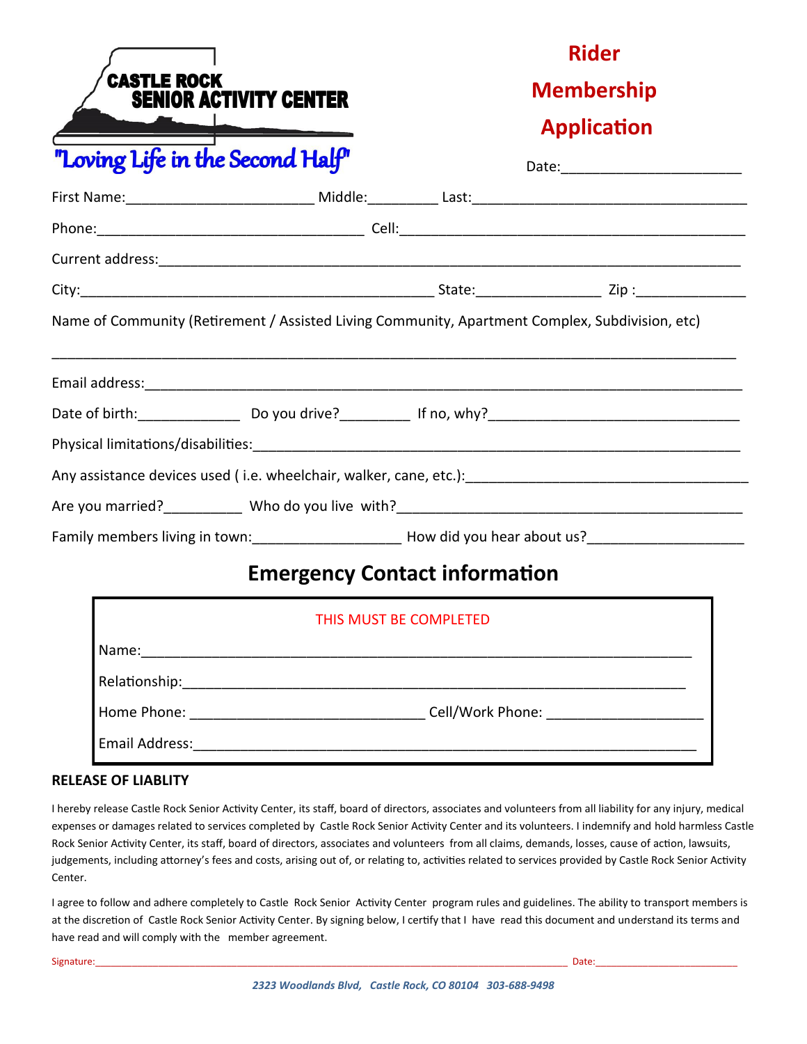CASTLE ROCK SENIOR ACTIVITY CENTER

"Loving Life in the Second Half"

# Rider Membership Application

Date:______________________

First Name:_______________________ Middle:_________ Last:___________________________________

Phone:_________________________________ Cell:___________________________________________

Current address:_________________________________________________________________________

City:_____________________________________________ State:________________ Zip :______________

Name of Community (Retirement / Assisted Living Community, Apartment Complex, Subdivision, etc)

_______________________________________________________________________________________

Email address:___________________________________________________________________________

Date of birth:_____________ Do you drive?_________ If no, why?________________________________

Physical limitations/disabilities:_____________________________________________________________

Any assistance devices used ( i.e. wheelchair, walker, cane, etc.):___________________________________

Are you married?__________ Who do you live with?____________________________________________

Family members living in town:__________________ How did you hear about us?___________________

## Emergency Contact information

THIS MUST BE COMPLETED

Name:_________________________________________________________________

Relationship:____________________________________________________________

Home Phone: ______________________________ Cell/Work Phone: ____________________

Email Address:___________________________________________________________

**RELEASE OF LIABLITY**

I hereby release Castle Rock Senior Activity Center, its staff, board of directors, associates and volunteers from all liability for any injury, medical expenses or damages related to services completed by Castle Rock Senior Activity Center and its volunteers. I indemnify and hold harmless Castle Rock Senior Activity Center, its staff, board of directors, associates and volunteers from all claims, demands, losses, cause of action, lawsuits, judgements, including attorney's fees and costs, arising out of, or relating to, activities related to services provided by Castle Rock Senior Activity Center.

I agree to follow and adhere completely to Castle Rock Senior Activity Center program rules and guidelines. The ability to transport members is at the discretion of Castle Rock Senior Activity Center. By signing below, I certify that I have read this document and understand its terms and have read and will comply with the member agreement.

Signature:_______________________________________________________________________________ Date:__________________________

*2323 Woodlands Blvd, Castle Rock, CO 80104 303-688-9498*